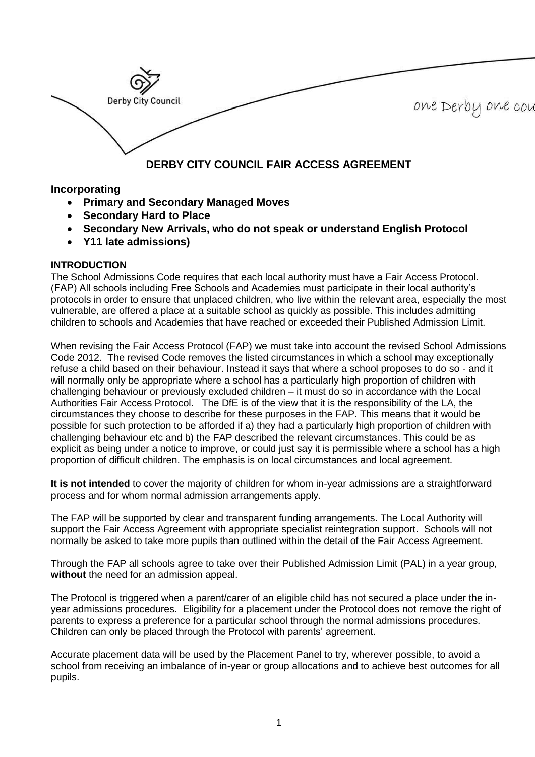Derby City Council

one Derby one cou

# DERBY CITY COUNCIL FAIR ACCESS AGREEMENT

## Incorporating

- **Primary and Secondary Managed Moves**
- **Secondary Hard to Place**
- **Secondary New Arrivals, who do not speak or understand English Protocol**
- **Y11 late admissions)**

**INTRODUCTION**

The School Admissions Code requires that each local authority must have a Fair Access Protocol. (FAP) All schools including Free Schools and Academies must participate in their local authority's protocols in order to ensure that unplaced children, who live within the relevant area, especially the most vulnerable, are offered a place at a suitable school as quickly as possible. This includes admitting children to schools and Academies that have reached or exceeded their Published Admission Limit.

When revising the Fair Access Protocol (FAP) we must take into account the revised School Admissions Code 2012. The revised Code removes the listed circumstances in which a school may exceptionally refuse a child based on their behaviour. Instead it says that where a school proposes to do so - and it will normally only be appropriate where a school has a particularly high proportion of children with challenging behaviour or previously excluded children – it must do so in accordance with the Local Authorities Fair Access Protocol. The DfE is of the view that it is the responsibility of the LA, the circumstances they choose to describe for these purposes in the FAP. This means that it would be possible for such protection to be afforded if a) they had a particularly high proportion of children with challenging behaviour etc and b) the FAP described the relevant circumstances. This could be as explicit as being under a notice to improve, or could just say it is permissible where a school has a high proportion of difficult children. The emphasis is on local circumstances and local agreement.

**It is not intended** to cover the majority of children for whom in-year admissions are a straightforward process and for whom normal admission arrangements apply.

The FAP will be supported by clear and transparent funding arrangements. The Local Authority will support the Fair Access Agreement with appropriate specialist reintegration support. Schools will not normally be asked to take more pupils than outlined within the detail of the Fair Access Agreement.

Through the FAP all schools agree to take over their Published Admission Limit (PAL) in a year group, **without** the need for an admission appeal.

The Protocol is triggered when a parent/carer of an eligible child has not secured a place under the in-year admissions procedures. Eligibility for a placement under the Protocol does not remove the right of parents to express a preference for a particular school through the normal admissions procedures. Children can only be placed through the Protocol with parents' agreement.

Accurate placement data will be used by the Placement Panel to try, wherever possible, to avoid a school from receiving an imbalance of in-year or group allocations and to achieve best outcomes for all pupils.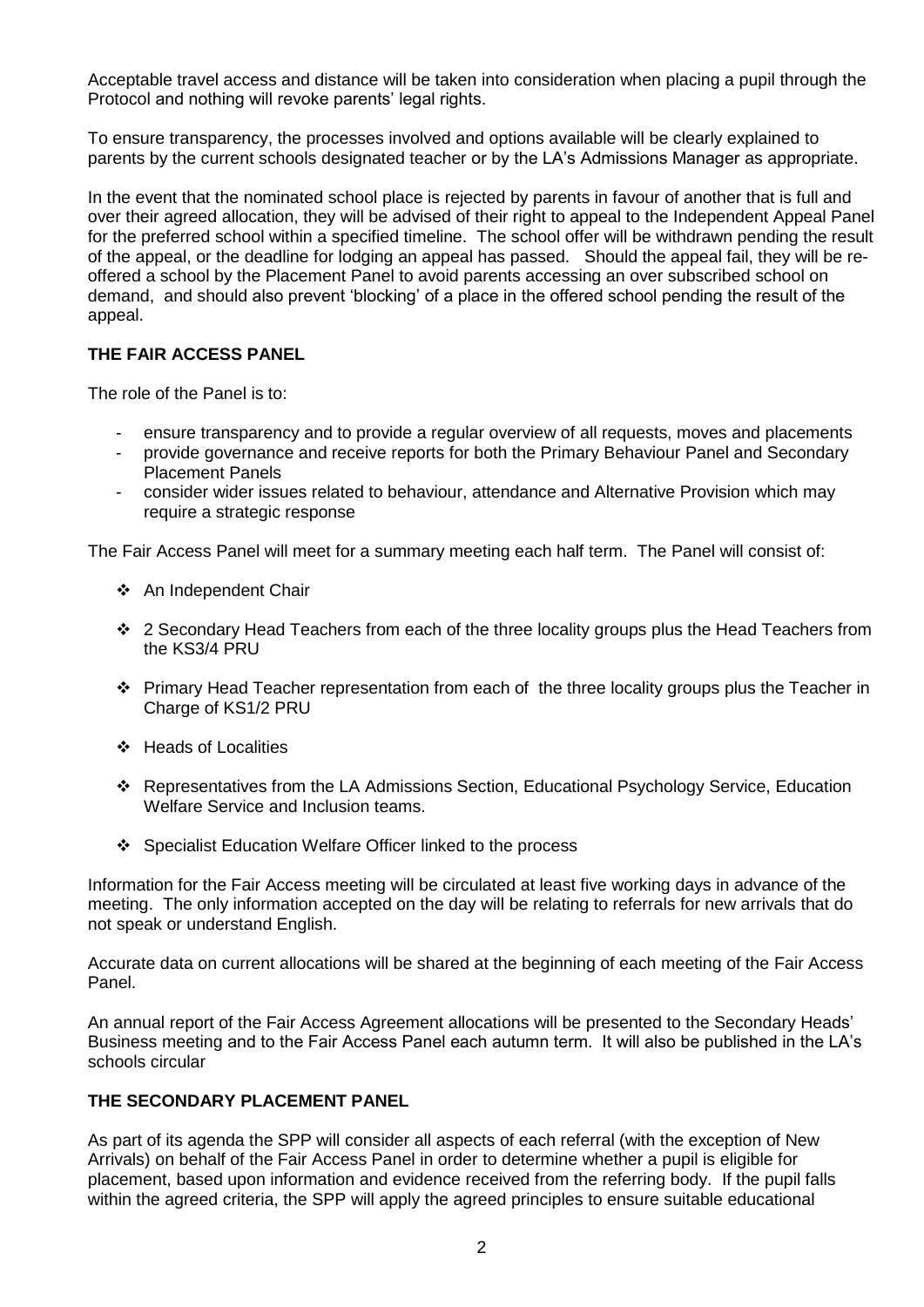Acceptable travel access and distance will be taken into consideration when placing a pupil through the Protocol and nothing will revoke parents' legal rights.

To ensure transparency, the processes involved and options available will be clearly explained to parents by the current schools designated teacher or by the LA's Admissions Manager as appropriate.

In the event that the nominated school place is rejected by parents in favour of another that is full and over their agreed allocation, they will be advised of their right to appeal to the Independent Appeal Panel for the preferred school within a specified timeline. The school offer will be withdrawn pending the result of the appeal, or the deadline for lodging an appeal has passed. Should the appeal fail, they will be re-offered a school by the Placement Panel to avoid parents accessing an over subscribed school on demand, and should also prevent 'blocking' of a place in the offered school pending the result of the appeal.

**THE FAIR ACCESS PANEL**

The role of the Panel is to:

- ensure transparency and to provide a regular overview of all requests, moves and placements
- provide governance and receive reports for both the Primary Behaviour Panel and Secondary Placement Panels
- consider wider issues related to behaviour, attendance and Alternative Provision which may require a strategic response

The Fair Access Panel will meet for a summary meeting each half term. The Panel will consist of:

- An Independent Chair
- 2 Secondary Head Teachers from each of the three locality groups plus the Head Teachers from the KS3/4 PRU
- Primary Head Teacher representation from each of the three locality groups plus the Teacher in Charge of KS1/2 PRU
- Heads of Localities
- Representatives from the LA Admissions Section, Educational Psychology Service, Education Welfare Service and Inclusion teams.
- Specialist Education Welfare Officer linked to the process

Information for the Fair Access meeting will be circulated at least five working days in advance of the meeting. The only information accepted on the day will be relating to referrals for new arrivals that do not speak or understand English.

Accurate data on current allocations will be shared at the beginning of each meeting of the Fair Access Panel.

An annual report of the Fair Access Agreement allocations will be presented to the Secondary Heads' Business meeting and to the Fair Access Panel each autumn term. It will also be published in the LA's schools circular

**THE SECONDARY PLACEMENT PANEL**

As part of its agenda the SPP will consider all aspects of each referral (with the exception of New Arrivals) on behalf of the Fair Access Panel in order to determine whether a pupil is eligible for placement, based upon information and evidence received from the referring body. If the pupil falls within the agreed criteria, the SPP will apply the agreed principles to ensure suitable educational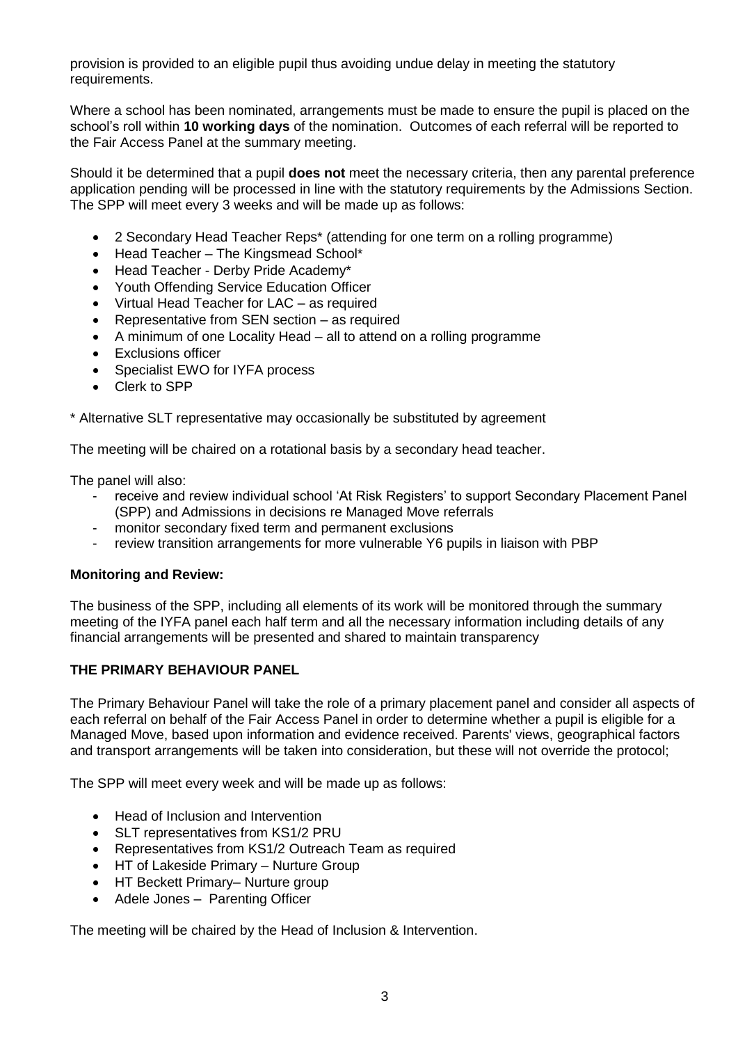provision is provided to an eligible pupil thus avoiding undue delay in meeting the statutory requirements.

Where a school has been nominated, arrangements must be made to ensure the pupil is placed on the school's roll within **10 working days** of the nomination. Outcomes of each referral will be reported to the Fair Access Panel at the summary meeting.

Should it be determined that a pupil **does not** meet the necessary criteria, then any parental preference application pending will be processed in line with the statutory requirements by the Admissions Section. The SPP will meet every 3 weeks and will be made up as follows:

- 2 Secondary Head Teacher Reps* (attending for one term on a rolling programme)
- Head Teacher – The Kingsmead School*
- Head Teacher - Derby Pride Academy*
- Youth Offending Service Education Officer
- Virtual Head Teacher for LAC – as required
- Representative from SEN section – as required
- A minimum of one Locality Head – all to attend on a rolling programme
- Exclusions officer
- Specialist EWO for IYFA process
- Clerk to SPP

* Alternative SLT representative may occasionally be substituted by agreement

The meeting will be chaired on a rotational basis by a secondary head teacher.

The panel will also:

- receive and review individual school 'At Risk Registers' to support Secondary Placement Panel (SPP) and Admissions in decisions re Managed Move referrals
- monitor secondary fixed term and permanent exclusions
- review transition arrangements for more vulnerable Y6 pupils in liaison with PBP

**Monitoring and Review:**

The business of the SPP, including all elements of its work will be monitored through the summary meeting of the IYFA panel each half term and all the necessary information including details of any financial arrangements will be presented and shared to maintain transparency

**THE PRIMARY BEHAVIOUR PANEL**

The Primary Behaviour Panel will take the role of a primary placement panel and consider all aspects of each referral on behalf of the Fair Access Panel in order to determine whether a pupil is eligible for a Managed Move, based upon information and evidence received. Parents' views, geographical factors and transport arrangements will be taken into consideration, but these will not override the protocol;

The SPP will meet every week and will be made up as follows:

- Head of Inclusion and Intervention
- SLT representatives from KS1/2 PRU
- Representatives from KS1/2 Outreach Team as required
- HT of Lakeside Primary – Nurture Group
- HT Beckett Primary– Nurture group
- Adele Jones – Parenting Officer

The meeting will be chaired by the Head of Inclusion & Intervention.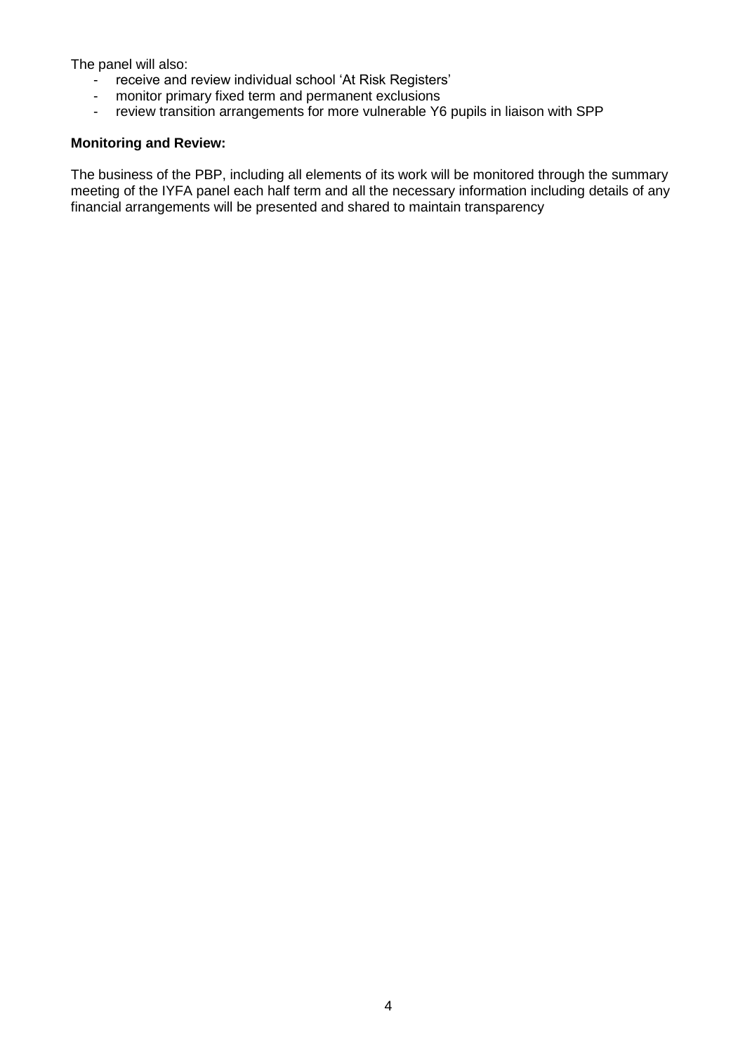The panel will also:

- receive and review individual school 'At Risk Registers'
- monitor primary fixed term and permanent exclusions
- review transition arrangements for more vulnerable Y6 pupils in liaison with SPP

**Monitoring and Review:**

The business of the PBP, including all elements of its work will be monitored through the summary meeting of the IYFA panel each half term and all the necessary information including details of any financial arrangements will be presented and shared to maintain transparency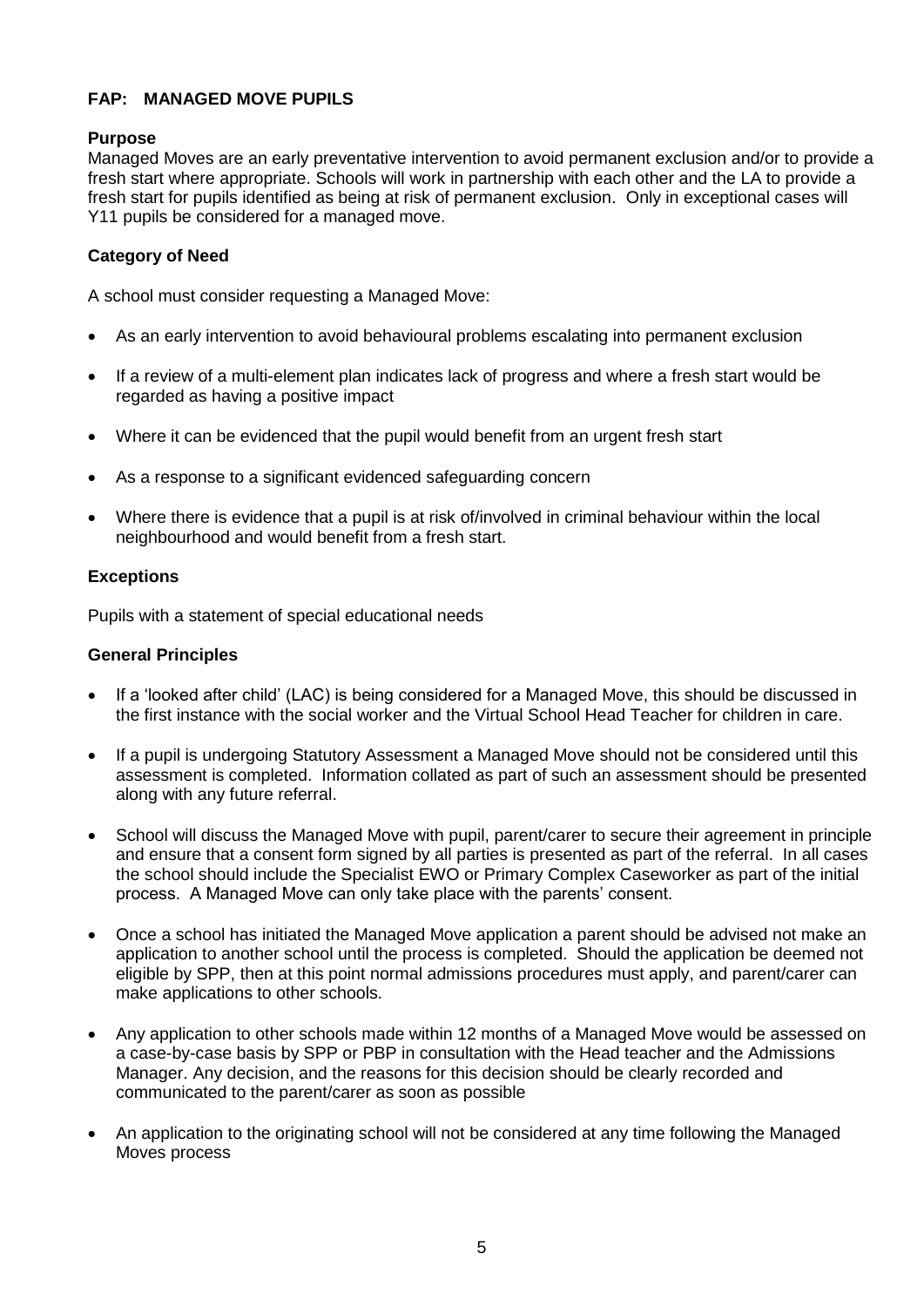## FAP: MANAGED MOVE PUPILS

### Purpose

Managed Moves are an early preventative intervention to avoid permanent exclusion and/or to provide a fresh start where appropriate. Schools will work in partnership with each other and the LA to provide a fresh start for pupils identified as being at risk of permanent exclusion. Only in exceptional cases will Y11 pupils be considered for a managed move.

### Category of Need

A school must consider requesting a Managed Move:

- As an early intervention to avoid behavioural problems escalating into permanent exclusion
- If a review of a multi-element plan indicates lack of progress and where a fresh start would be regarded as having a positive impact
- Where it can be evidenced that the pupil would benefit from an urgent fresh start
- As a response to a significant evidenced safeguarding concern
- Where there is evidence that a pupil is at risk of/involved in criminal behaviour within the local neighbourhood and would benefit from a fresh start.

### Exceptions

Pupils with a statement of special educational needs

### General Principles

- If a 'looked after child' (LAC) is being considered for a Managed Move, this should be discussed in the first instance with the social worker and the Virtual School Head Teacher for children in care.
- If a pupil is undergoing Statutory Assessment a Managed Move should not be considered until this assessment is completed. Information collated as part of such an assessment should be presented along with any future referral.
- School will discuss the Managed Move with pupil, parent/carer to secure their agreement in principle and ensure that a consent form signed by all parties is presented as part of the referral. In all cases the school should include the Specialist EWO or Primary Complex Caseworker as part of the initial process. A Managed Move can only take place with the parents' consent.
- Once a school has initiated the Managed Move application a parent should be advised not make an application to another school until the process is completed. Should the application be deemed not eligible by SPP, then at this point normal admissions procedures must apply, and parent/carer can make applications to other schools.
- Any application to other schools made within 12 months of a Managed Move would be assessed on a case-by-case basis by SPP or PBP in consultation with the Head teacher and the Admissions Manager. Any decision, and the reasons for this decision should be clearly recorded and communicated to the parent/carer as soon as possible
- An application to the originating school will not be considered at any time following the Managed Moves process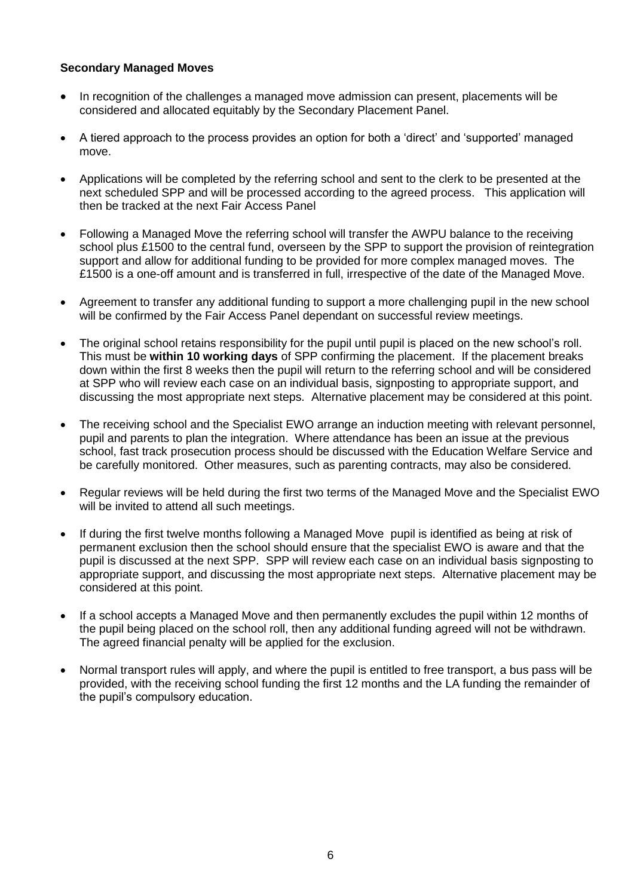**Secondary Managed Moves**

- In recognition of the challenges a managed move admission can present, placements will be considered and allocated equitably by the Secondary Placement Panel.
- A tiered approach to the process provides an option for both a 'direct' and 'supported' managed move.
- Applications will be completed by the referring school and sent to the clerk to be presented at the next scheduled SPP and will be processed according to the agreed process. This application will then be tracked at the next Fair Access Panel
- Following a Managed Move the referring school will transfer the AWPU balance to the receiving school plus £1500 to the central fund, overseen by the SPP to support the provision of reintegration support and allow for additional funding to be provided for more complex managed moves. The £1500 is a one-off amount and is transferred in full, irrespective of the date of the Managed Move.
- Agreement to transfer any additional funding to support a more challenging pupil in the new school will be confirmed by the Fair Access Panel dependant on successful review meetings.
- The original school retains responsibility for the pupil until pupil is placed on the new school's roll. This must be **within 10 working days** of SPP confirming the placement. If the placement breaks down within the first 8 weeks then the pupil will return to the referring school and will be considered at SPP who will review each case on an individual basis, signposting to appropriate support, and discussing the most appropriate next steps. Alternative placement may be considered at this point.
- The receiving school and the Specialist EWO arrange an induction meeting with relevant personnel, pupil and parents to plan the integration. Where attendance has been an issue at the previous school, fast track prosecution process should be discussed with the Education Welfare Service and be carefully monitored. Other measures, such as parenting contracts, may also be considered.
- Regular reviews will be held during the first two terms of the Managed Move and the Specialist EWO will be invited to attend all such meetings.
- If during the first twelve months following a Managed Move pupil is identified as being at risk of permanent exclusion then the school should ensure that the specialist EWO is aware and that the pupil is discussed at the next SPP. SPP will review each case on an individual basis signposting to appropriate support, and discussing the most appropriate next steps. Alternative placement may be considered at this point.
- If a school accepts a Managed Move and then permanently excludes the pupil within 12 months of the pupil being placed on the school roll, then any additional funding agreed will not be withdrawn. The agreed financial penalty will be applied for the exclusion.
- Normal transport rules will apply, and where the pupil is entitled to free transport, a bus pass will be provided, with the receiving school funding the first 12 months and the LA funding the remainder of the pupil's compulsory education.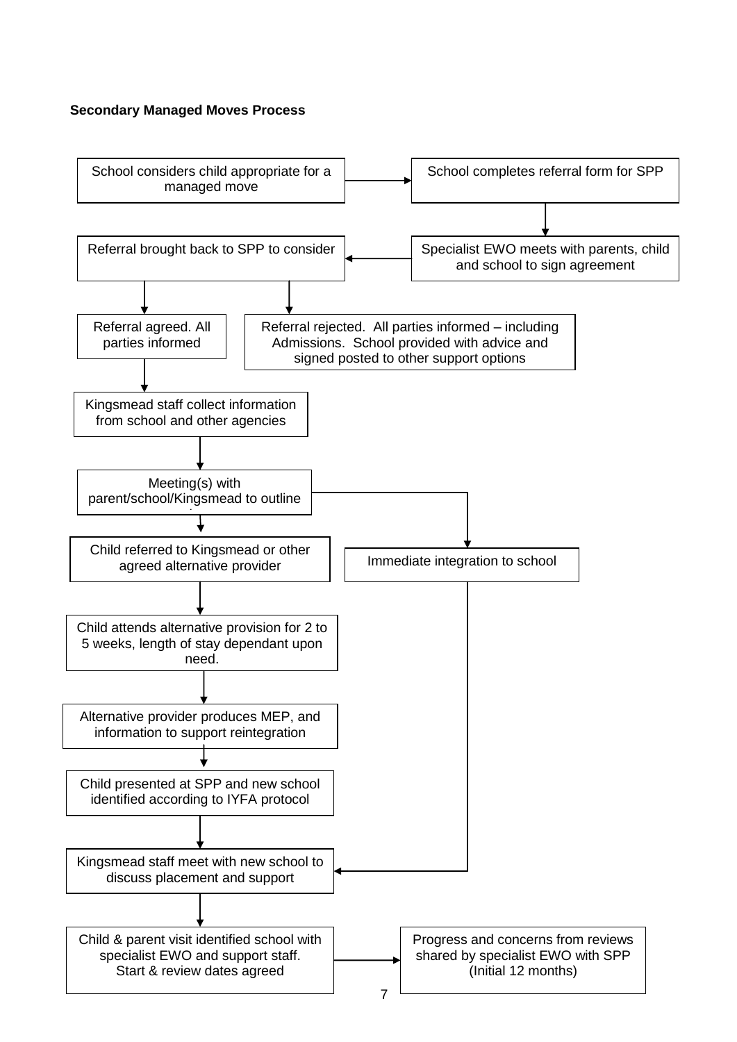**Secondary Managed Moves Process**

- School considers child appropriate for a managed move
- School completes referral form for SPP
- Specialist EWO meets with parents, child and school to sign agreement
- Referral brought back to SPP to consider
  - Referral rejected. All parties informed – including Admissions. School provided with advice and signed posted to other support options
  - Referral agreed. All parties informed
- Kingsmead staff collect information from school and other agencies
- Meeting(s) with parent/school/Kingsmead to outline
  - Immediate integration to school → Kingsmead staff meet with new school to discuss placement and support
  - Child referred to Kingsmead or other agreed alternative provider
- Child attends alternative provision for 2 to 5 weeks, length of stay dependant upon need.
- Alternative provider produces MEP, and information to support reintegration
- Child presented at SPP and new school identified according to IYFA protocol
- Kingsmead staff meet with new school to discuss placement and support
- Child & parent visit identified school with specialist EWO and support staff. Start & review dates agreed
- Progress and concerns from reviews shared by specialist EWO with SPP (Initial 12 months)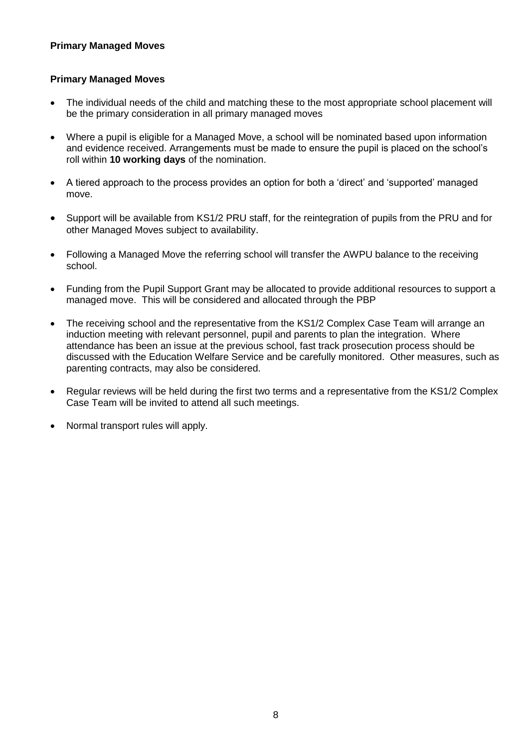## Primary Managed Moves

### Primary Managed Moves

- The individual needs of the child and matching these to the most appropriate school placement will be the primary consideration in all primary managed moves
- Where a pupil is eligible for a Managed Move, a school will be nominated based upon information and evidence received. Arrangements must be made to ensure the pupil is placed on the school's roll within **10 working days** of the nomination.
- A tiered approach to the process provides an option for both a 'direct' and 'supported' managed move.
- Support will be available from KS1/2 PRU staff, for the reintegration of pupils from the PRU and for other Managed Moves subject to availability.
- Following a Managed Move the referring school will transfer the AWPU balance to the receiving school.
- Funding from the Pupil Support Grant may be allocated to provide additional resources to support a managed move. This will be considered and allocated through the PBP
- The receiving school and the representative from the KS1/2 Complex Case Team will arrange an induction meeting with relevant personnel, pupil and parents to plan the integration. Where attendance has been an issue at the previous school, fast track prosecution process should be discussed with the Education Welfare Service and be carefully monitored. Other measures, such as parenting contracts, may also be considered.
- Regular reviews will be held during the first two terms and a representative from the KS1/2 Complex Case Team will be invited to attend all such meetings.
- Normal transport rules will apply.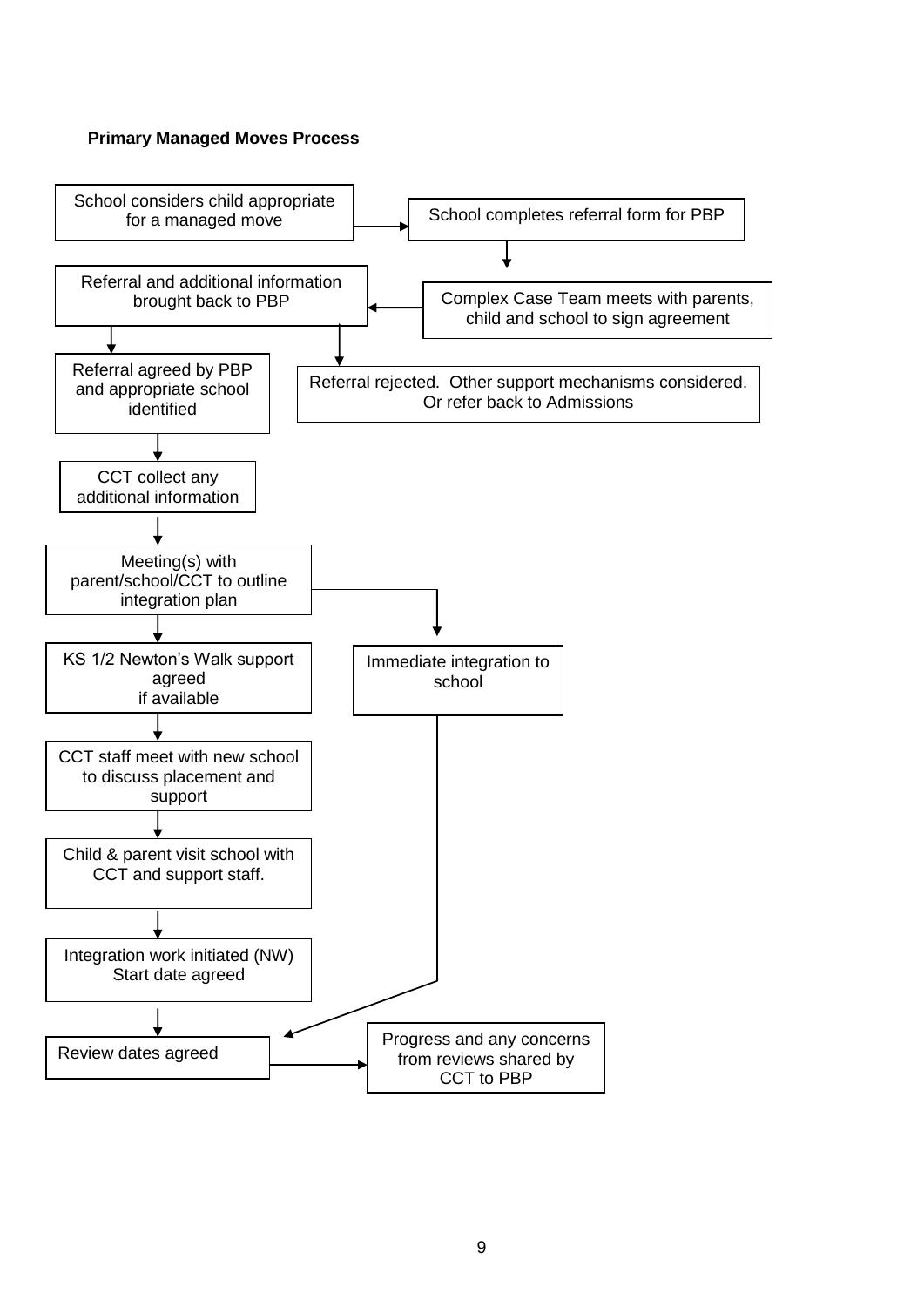**Primary Managed Moves Process**

- School considers child appropriate for a managed move → School completes referral form for PBP
- School completes referral form for PBP → Complex Case Team meets with parents, child and school to sign agreement
- Complex Case Team meets with parents, child and school to sign agreement → Referral and additional information brought back to PBP
- Referral and additional information brought back to PBP →
  - Referral agreed by PBP and appropriate school identified
  - Referral rejected. Other support mechanisms considered. Or refer back to Admissions
- Referral agreed by PBP and appropriate school identified → CCT collect any additional information
- CCT collect any additional information → Meeting(s) with parent/school/CCT to outline integration plan
- Meeting(s) with parent/school/CCT to outline integration plan →
  - KS 1/2 Newton's Walk support agreed if available
  - Immediate integration to school
- KS 1/2 Newton's Walk support agreed if available → CCT staff meet with new school to discuss placement and support
- CCT staff meet with new school to discuss placement and support → Child & parent visit school with CCT and support staff.
- Child & parent visit school with CCT and support staff. → Integration work initiated (NW) Start date agreed
- Integration work initiated (NW) Start date agreed → Review dates agreed
- Immediate integration to school → Review dates agreed
- Review dates agreed → Progress and any concerns from reviews shared by CCT to PBP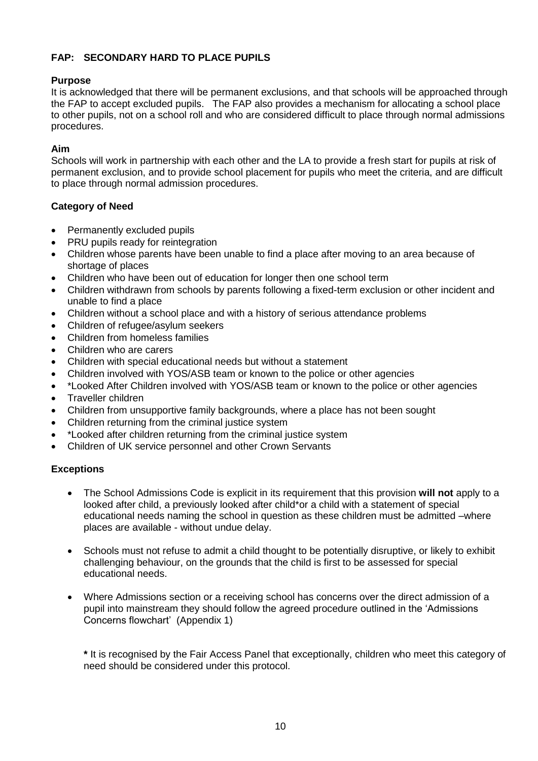## FAP: SECONDARY HARD TO PLACE PUPILS

### Purpose

It is acknowledged that there will be permanent exclusions, and that schools will be approached through the FAP to accept excluded pupils. The FAP also provides a mechanism for allocating a school place to other pupils, not on a school roll and who are considered difficult to place through normal admissions procedures.

### Aim

Schools will work in partnership with each other and the LA to provide a fresh start for pupils at risk of permanent exclusion, and to provide school placement for pupils who meet the criteria, and are difficult to place through normal admission procedures.

### Category of Need

- Permanently excluded pupils
- PRU pupils ready for reintegration
- Children whose parents have been unable to find a place after moving to an area because of shortage of places
- Children who have been out of education for longer then one school term
- Children withdrawn from schools by parents following a fixed-term exclusion or other incident and unable to find a place
- Children without a school place and with a history of serious attendance problems
- Children of refugee/asylum seekers
- Children from homeless families
- Children who are carers
- Children with special educational needs but without a statement
- Children involved with YOS/ASB team or known to the police or other agencies
- *Looked After Children involved with YOS/ASB team or known to the police or other agencies
- Traveller children
- Children from unsupportive family backgrounds, where a place has not been sought
- Children returning from the criminal justice system
- *Looked after children returning from the criminal justice system
- Children of UK service personnel and other Crown Servants

### Exceptions

- The School Admissions Code is explicit in its requirement that this provision **will not** apply to a looked after child, a previously looked after child*or a child with a statement of special educational needs naming the school in question as these children must be admitted –where places are available - without undue delay.

- Schools must not refuse to admit a child thought to be potentially disruptive, or likely to exhibit challenging behaviour, on the grounds that the child is first to be assessed for special educational needs.

- Where Admissions section or a receiving school has concerns over the direct admission of a pupil into mainstream they should follow the agreed procedure outlined in the 'Admissions Concerns flowchart' (Appendix 1)

  **\*** It is recognised by the Fair Access Panel that exceptionally, children who meet this category of need should be considered under this protocol.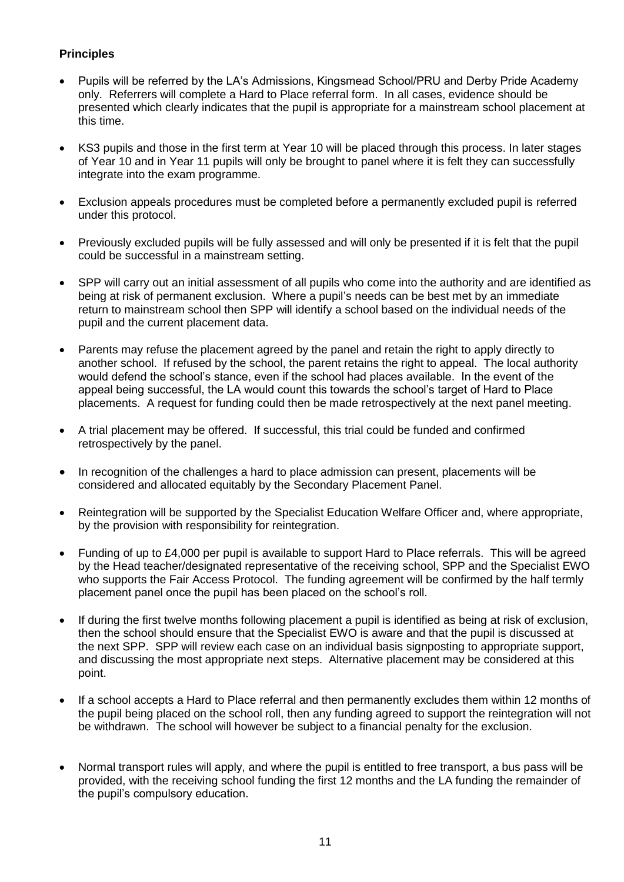**Principles**

- Pupils will be referred by the LA's Admissions, Kingsmead School/PRU and Derby Pride Academy only. Referrers will complete a Hard to Place referral form. In all cases, evidence should be presented which clearly indicates that the pupil is appropriate for a mainstream school placement at this time.

- KS3 pupils and those in the first term at Year 10 will be placed through this process. In later stages of Year 10 and in Year 11 pupils will only be brought to panel where it is felt they can successfully integrate into the exam programme.

- Exclusion appeals procedures must be completed before a permanently excluded pupil is referred under this protocol.

- Previously excluded pupils will be fully assessed and will only be presented if it is felt that the pupil could be successful in a mainstream setting.

- SPP will carry out an initial assessment of all pupils who come into the authority and are identified as being at risk of permanent exclusion. Where a pupil's needs can be best met by an immediate return to mainstream school then SPP will identify a school based on the individual needs of the pupil and the current placement data.

- Parents may refuse the placement agreed by the panel and retain the right to apply directly to another school. If refused by the school, the parent retains the right to appeal. The local authority would defend the school's stance, even if the school had places available. In the event of the appeal being successful, the LA would count this towards the school's target of Hard to Place placements. A request for funding could then be made retrospectively at the next panel meeting.

- A trial placement may be offered. If successful, this trial could be funded and confirmed retrospectively by the panel.

- In recognition of the challenges a hard to place admission can present, placements will be considered and allocated equitably by the Secondary Placement Panel.

- Reintegration will be supported by the Specialist Education Welfare Officer and, where appropriate, by the provision with responsibility for reintegration.

- Funding of up to £4,000 per pupil is available to support Hard to Place referrals. This will be agreed by the Head teacher/designated representative of the receiving school, SPP and the Specialist EWO who supports the Fair Access Protocol. The funding agreement will be confirmed by the half termly placement panel once the pupil has been placed on the school's roll.

- If during the first twelve months following placement a pupil is identified as being at risk of exclusion, then the school should ensure that the Specialist EWO is aware and that the pupil is discussed at the next SPP. SPP will review each case on an individual basis signposting to appropriate support, and discussing the most appropriate next steps. Alternative placement may be considered at this point.

- If a school accepts a Hard to Place referral and then permanently excludes them within 12 months of the pupil being placed on the school roll, then any funding agreed to support the reintegration will not be withdrawn. The school will however be subject to a financial penalty for the exclusion.

- Normal transport rules will apply, and where the pupil is entitled to free transport, a bus pass will be provided, with the receiving school funding the first 12 months and the LA funding the remainder of the pupil's compulsory education.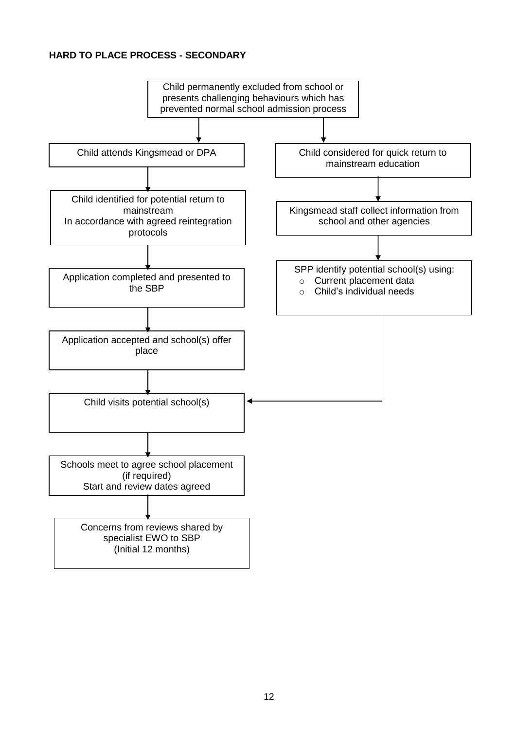**HARD TO PLACE PROCESS - SECONDARY**

Child permanently excluded from school or presents challenging behaviours which has prevented normal school admission process

**Left branch:**

Child attends Kingsmead or DPA

↓

Child identified for potential return to mainstream
In accordance with agreed reintegration protocols

↓

Application completed and presented to the SBP

↓

Application accepted and school(s) offer place

↓

Child visits potential school(s)

**Right branch:**

Child considered for quick return to mainstream education

↓

Kingsmead staff collect information from school and other agencies

↓

SPP identify potential school(s) using:

- Current placement data
- Child's individual needs

→ Child visits potential school(s)

**Continued:**

Child visits potential school(s)

↓

Schools meet to agree school placement (if required)
Start and review dates agreed

↓

Concerns from reviews shared by specialist EWO to SBP
(Initial 12 months)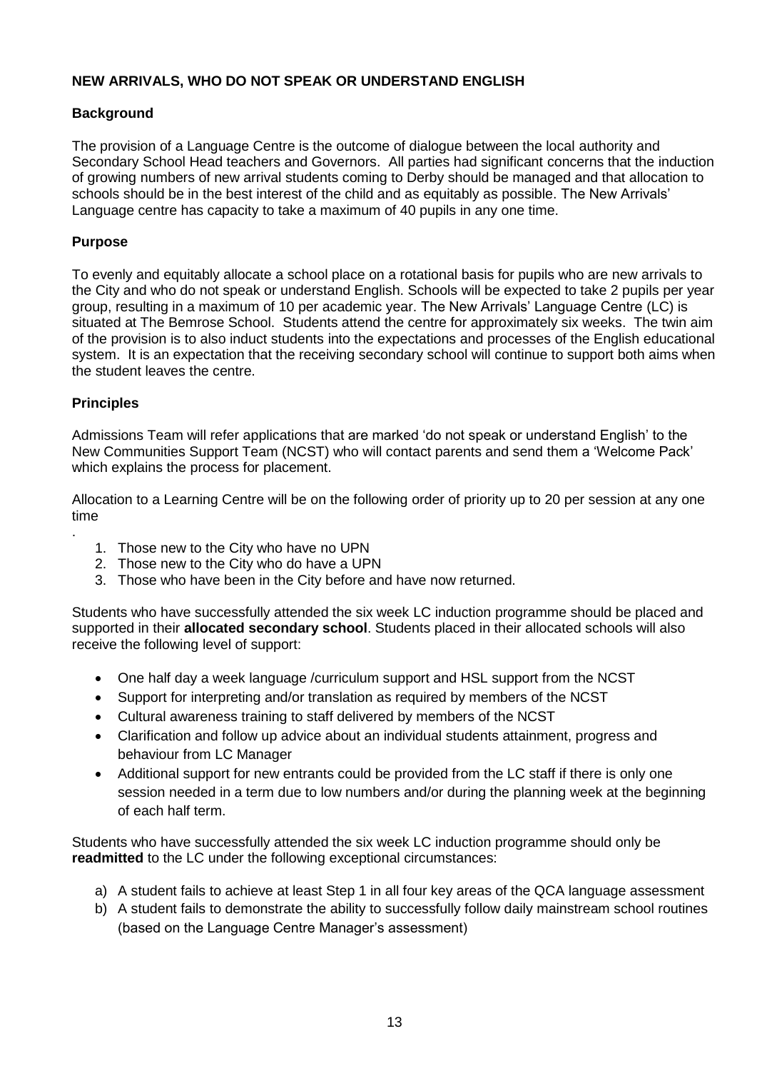**NEW ARRIVALS, WHO DO NOT SPEAK OR UNDERSTAND ENGLISH**

**Background**

The provision of a Language Centre is the outcome of dialogue between the local authority and Secondary School Head teachers and Governors. All parties had significant concerns that the induction of growing numbers of new arrival students coming to Derby should be managed and that allocation to schools should be in the best interest of the child and as equitably as possible. The New Arrivals' Language centre has capacity to take a maximum of 40 pupils in any one time.

**Purpose**

To evenly and equitably allocate a school place on a rotational basis for pupils who are new arrivals to the City and who do not speak or understand English. Schools will be expected to take 2 pupils per year group, resulting in a maximum of 10 per academic year. The New Arrivals' Language Centre (LC) is situated at The Bemrose School. Students attend the centre for approximately six weeks. The twin aim of the provision is to also induct students into the expectations and processes of the English educational system. It is an expectation that the receiving secondary school will continue to support both aims when the student leaves the centre.

**Principles**

Admissions Team will refer applications that are marked 'do not speak or understand English' to the New Communities Support Team (NCST) who will contact parents and send them a 'Welcome Pack' which explains the process for placement.

Allocation to a Learning Centre will be on the following order of priority up to 20 per session at any one time
.
1. Those new to the City who have no UPN
2. Those new to the City who do have a UPN
3. Those who have been in the City before and have now returned.

Students who have successfully attended the six week LC induction programme should be placed and supported in their **allocated secondary school**. Students placed in their allocated schools will also receive the following level of support:

- One half day a week language /curriculum support and HSL support from the NCST
- Support for interpreting and/or translation as required by members of the NCST
- Cultural awareness training to staff delivered by members of the NCST
- Clarification and follow up advice about an individual students attainment, progress and behaviour from LC Manager
- Additional support for new entrants could be provided from the LC staff if there is only one session needed in a term due to low numbers and/or during the planning week at the beginning of each half term.

Students who have successfully attended the six week LC induction programme should only be **readmitted** to the LC under the following exceptional circumstances:

a) A student fails to achieve at least Step 1 in all four key areas of the QCA language assessment
b) A student fails to demonstrate the ability to successfully follow daily mainstream school routines (based on the Language Centre Manager's assessment)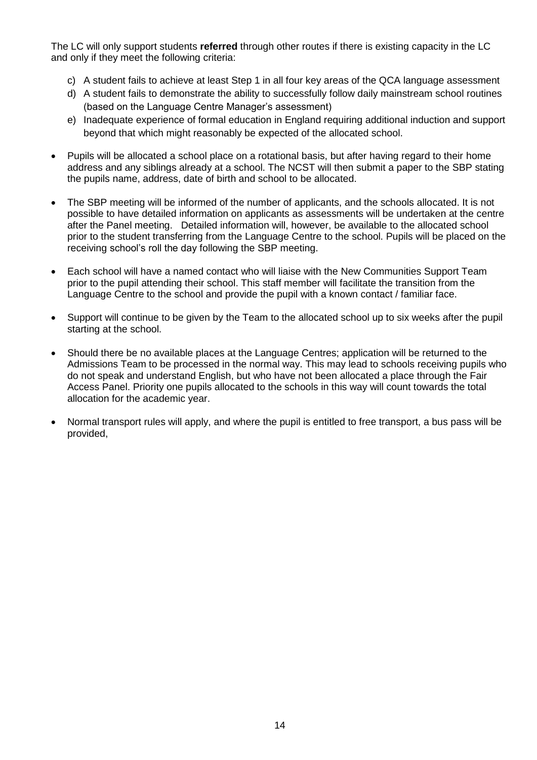The LC will only support students **referred** through other routes if there is existing capacity in the LC and only if they meet the following criteria:

c) A student fails to achieve at least Step 1 in all four key areas of the QCA language assessment
d) A student fails to demonstrate the ability to successfully follow daily mainstream school routines (based on the Language Centre Manager's assessment)
e) Inadequate experience of formal education in England requiring additional induction and support beyond that which might reasonably be expected of the allocated school.

- Pupils will be allocated a school place on a rotational basis, but after having regard to their home address and any siblings already at a school. The NCST will then submit a paper to the SBP stating the pupils name, address, date of birth and school to be allocated.
- The SBP meeting will be informed of the number of applicants, and the schools allocated. It is not possible to have detailed information on applicants as assessments will be undertaken at the centre after the Panel meeting. Detailed information will, however, be available to the allocated school prior to the student transferring from the Language Centre to the school. Pupils will be placed on the receiving school's roll the day following the SBP meeting.
- Each school will have a named contact who will liaise with the New Communities Support Team prior to the pupil attending their school. This staff member will facilitate the transition from the Language Centre to the school and provide the pupil with a known contact / familiar face.
- Support will continue to be given by the Team to the allocated school up to six weeks after the pupil starting at the school.
- Should there be no available places at the Language Centres; application will be returned to the Admissions Team to be processed in the normal way. This may lead to schools receiving pupils who do not speak and understand English, but who have not been allocated a place through the Fair Access Panel. Priority one pupils allocated to the schools in this way will count towards the total allocation for the academic year.
- Normal transport rules will apply, and where the pupil is entitled to free transport, a bus pass will be provided,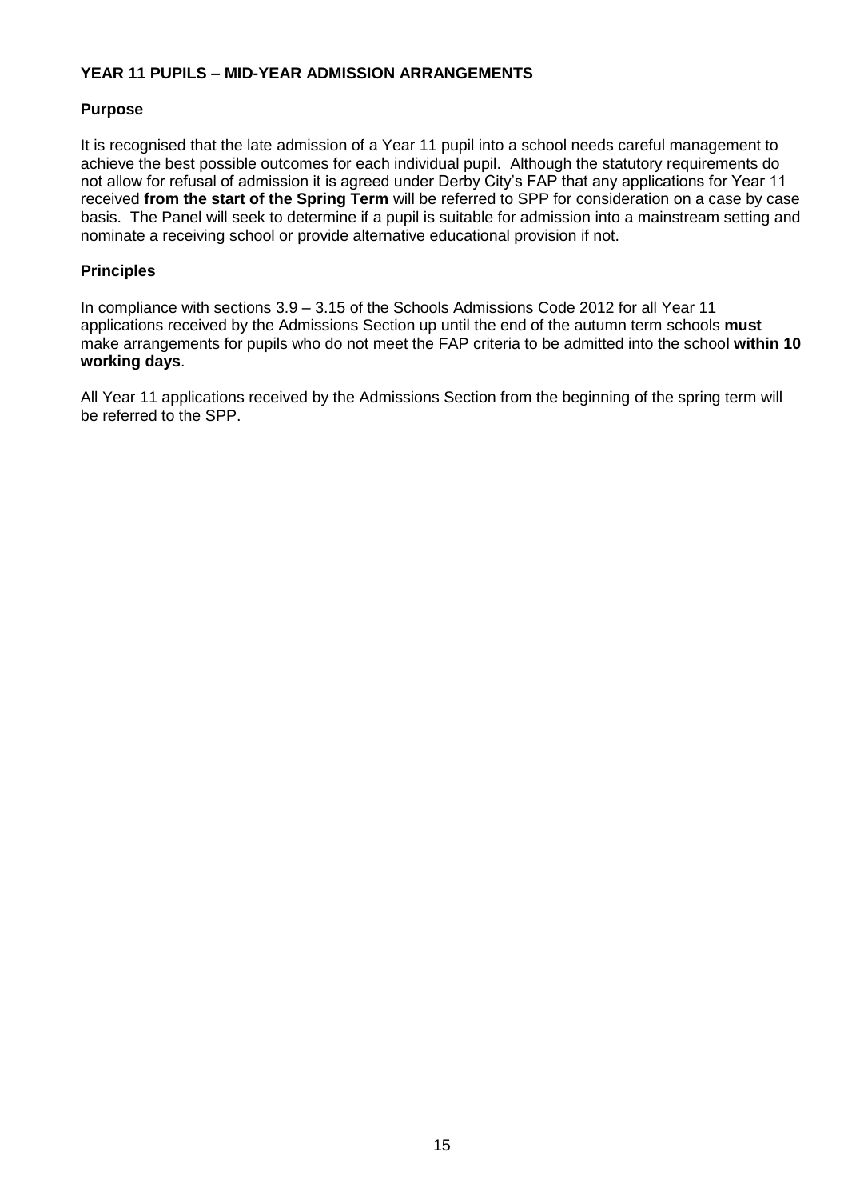## YEAR 11 PUPILS – MID-YEAR ADMISSION ARRANGEMENTS

### Purpose

It is recognised that the late admission of a Year 11 pupil into a school needs careful management to achieve the best possible outcomes for each individual pupil. Although the statutory requirements do not allow for refusal of admission it is agreed under Derby City's FAP that any applications for Year 11 received **from the start of the Spring Term** will be referred to SPP for consideration on a case by case basis. The Panel will seek to determine if a pupil is suitable for admission into a mainstream setting and nominate a receiving school or provide alternative educational provision if not.

### Principles

In compliance with sections 3.9 – 3.15 of the Schools Admissions Code 2012 for all Year 11 applications received by the Admissions Section up until the end of the autumn term schools **must** make arrangements for pupils who do not meet the FAP criteria to be admitted into the school **within 10 working days**.

All Year 11 applications received by the Admissions Section from the beginning of the spring term will be referred to the SPP.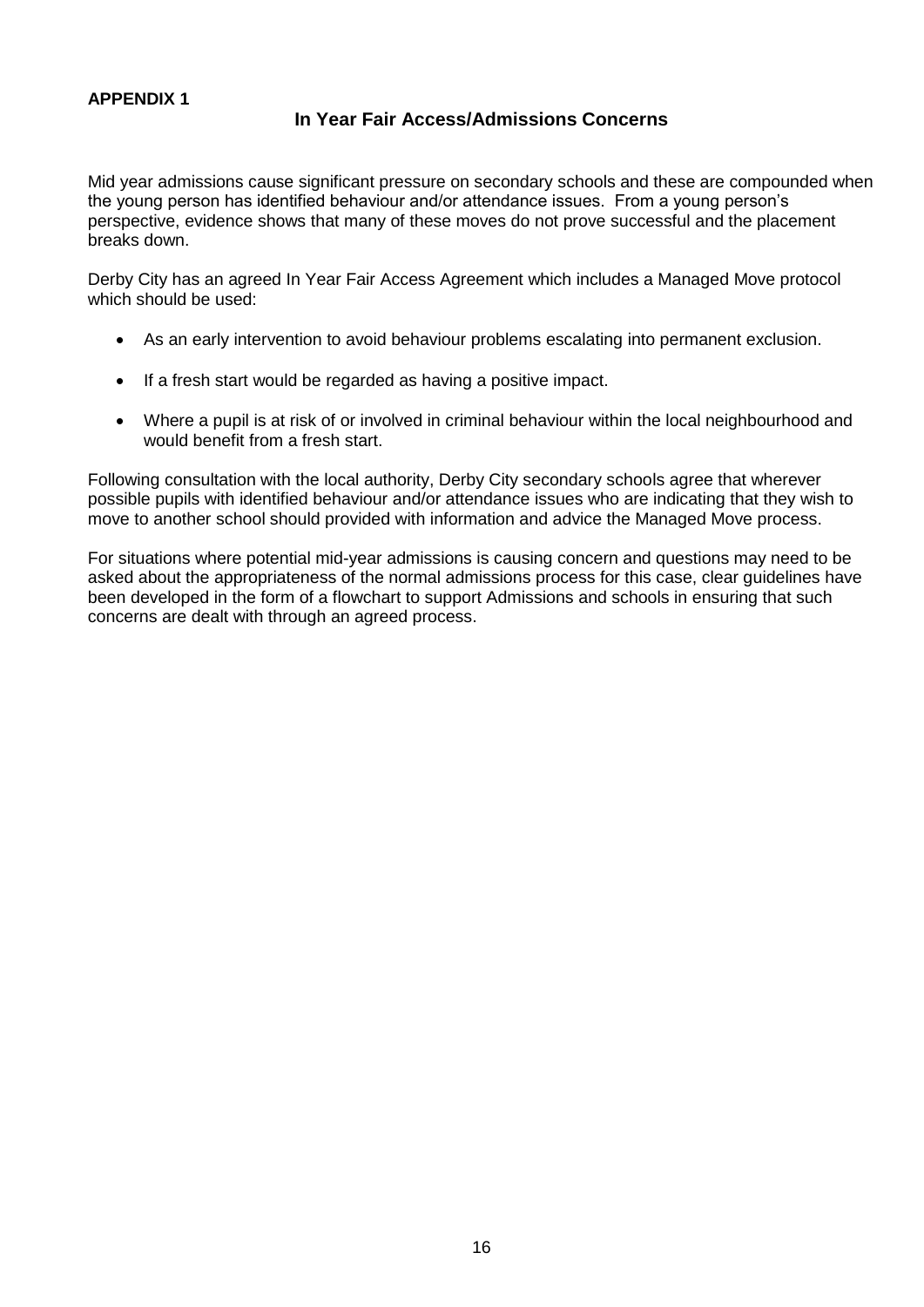**APPENDIX 1**

## In Year Fair Access/Admissions Concerns

Mid year admissions cause significant pressure on secondary schools and these are compounded when the young person has identified behaviour and/or attendance issues. From a young person's perspective, evidence shows that many of these moves do not prove successful and the placement breaks down.

Derby City has an agreed In Year Fair Access Agreement which includes a Managed Move protocol which should be used:

- As an early intervention to avoid behaviour problems escalating into permanent exclusion.
- If a fresh start would be regarded as having a positive impact.
- Where a pupil is at risk of or involved in criminal behaviour within the local neighbourhood and would benefit from a fresh start.

Following consultation with the local authority, Derby City secondary schools agree that wherever possible pupils with identified behaviour and/or attendance issues who are indicating that they wish to move to another school should provided with information and advice the Managed Move process.

For situations where potential mid-year admissions is causing concern and questions may need to be asked about the appropriateness of the normal admissions process for this case, clear guidelines have been developed in the form of a flowchart to support Admissions and schools in ensuring that such concerns are dealt with through an agreed process.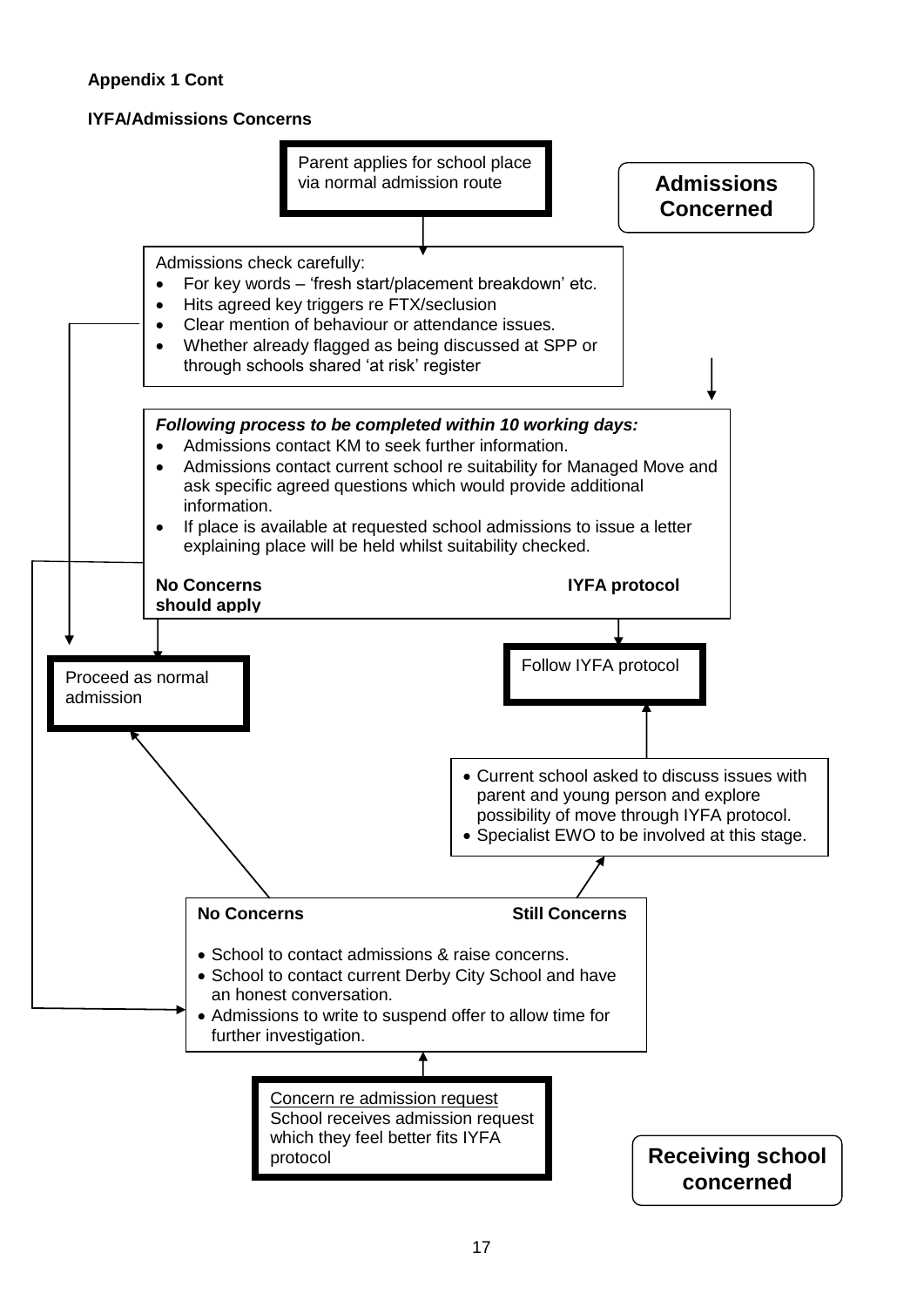**Appendix 1 Cont**

**IYFA/Admissions Concerns**

Parent applies for school place via normal admission route

**Admissions Concerned**

Admissions check carefully:

- For key words – 'fresh start/placement breakdown' etc.
- Hits agreed key triggers re FTX/seclusion
- Clear mention of behaviour or attendance issues.
- Whether already flagged as being discussed at SPP or through schools shared 'at risk' register

***Following process to be completed within 10 working days:***

- Admissions contact KM to seek further information.
- Admissions contact current school re suitability for Managed Move and ask specific agreed questions which would provide additional information.
- If place is available at requested school admissions to issue a letter explaining place will be held whilst suitability checked.

**No Concerns** **IYFA protocol should apply**

Proceed as normal admission

Follow IYFA protocol

- Current school asked to discuss issues with parent and young person and explore possibility of move through IYFA protocol.
- Specialist EWO to be involved at this stage.

**No Concerns** **Still Concerns**

- School to contact admissions & raise concerns.
- School to contact current Derby City School and have an honest conversation.
- Admissions to write to suspend offer to allow time for further investigation.

Concern re admission request
School receives admission request which they feel better fits IYFA protocol

**Receiving school concerned**